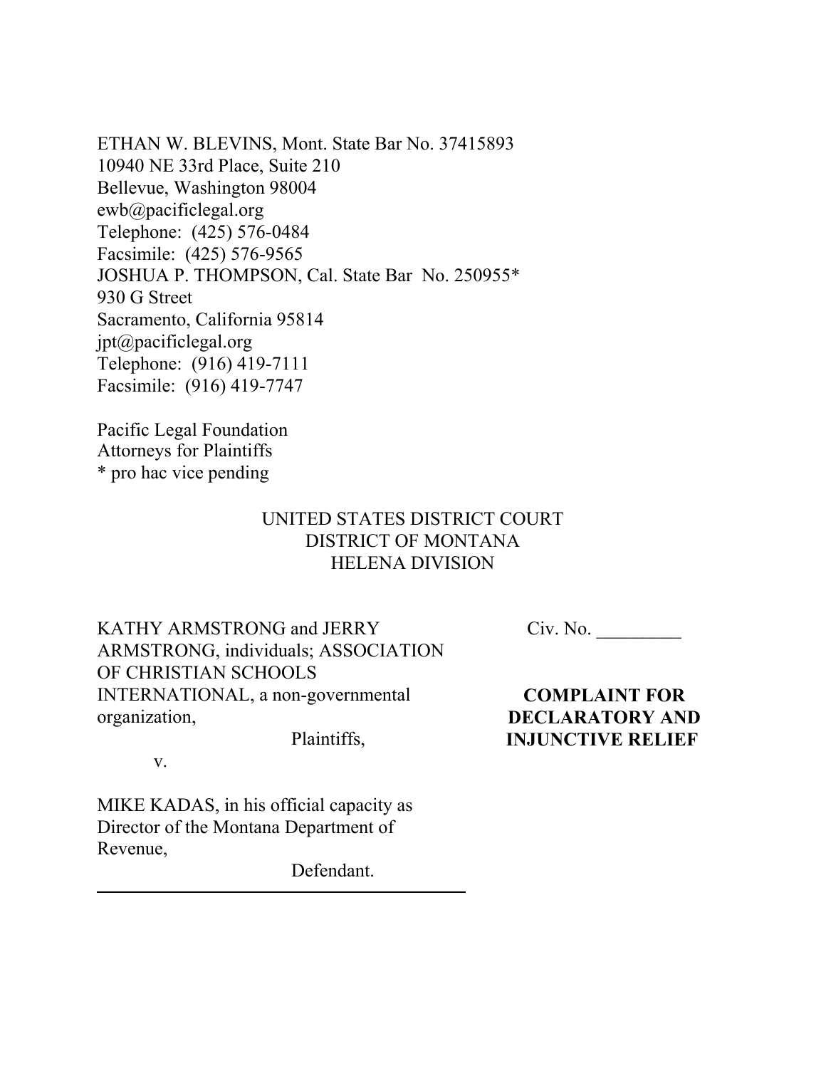ETHAN W. BLEVINS, Mont. State Bar No. 37415893
10940 NE 33rd Place, Suite 210
Bellevue, Washington 98004
ewb@pacificlegal.org
Telephone: (425) 576-0484
Facsimile: (425) 576-9565
JOSHUA P. THOMPSON, Cal. State Bar No. 250955*
930 G Street
Sacramento, California 95814
jpt@pacificlegal.org
Telephone: (916) 419-7111
Facsimile: (916) 419-7747

Pacific Legal Foundation
Attorneys for Plaintiffs
* pro hac vice pending

UNITED STATES DISTRICT COURT
DISTRICT OF MONTANA
HELENA DIVISION

KATHY ARMSTRONG and JERRY ARMSTRONG, individuals; ASSOCIATION OF CHRISTIAN SCHOOLS INTERNATIONAL, a non-governmental organization,

Plaintiffs,

v.

MIKE KADAS, in his official capacity as Director of the Montana Department of Revenue,

Defendant.

Civ. No. _________

**COMPLAINT FOR DECLARATORY AND INJUNCTIVE RELIEF**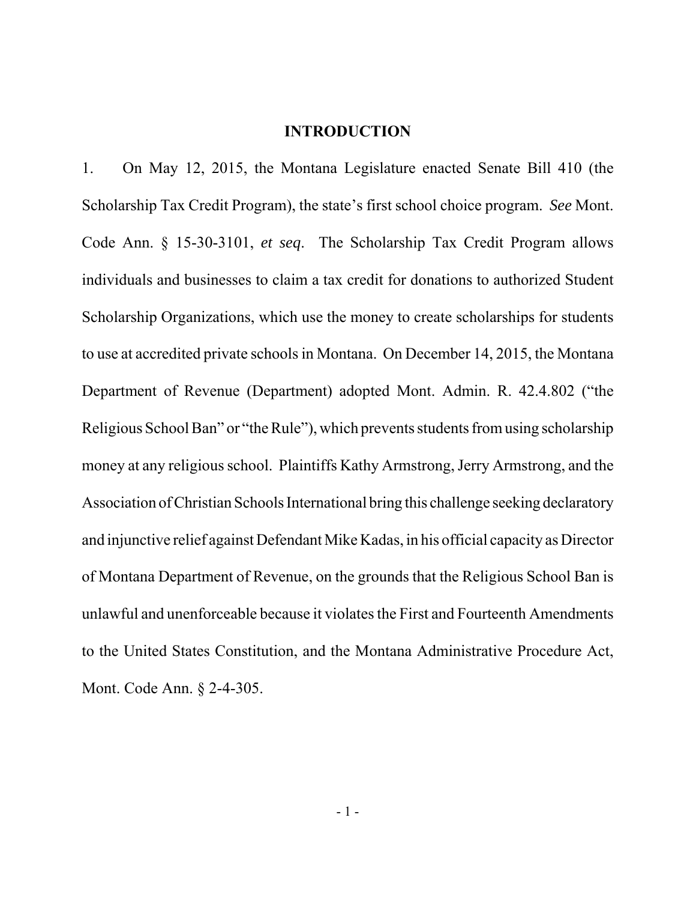## INTRODUCTION

1. On May 12, 2015, the Montana Legislature enacted Senate Bill 410 (the Scholarship Tax Credit Program), the state's first school choice program. *See* Mont. Code Ann. § 15-30-3101, *et seq*. The Scholarship Tax Credit Program allows individuals and businesses to claim a tax credit for donations to authorized Student Scholarship Organizations, which use the money to create scholarships for students to use at accredited private schools in Montana. On December 14, 2015, the Montana Department of Revenue (Department) adopted Mont. Admin. R. 42.4.802 ("the Religious School Ban" or "the Rule"), which prevents students from using scholarship money at any religious school. Plaintiffs Kathy Armstrong, Jerry Armstrong, and the Association of Christian Schools International bring this challenge seeking declaratory and injunctive relief against Defendant Mike Kadas, in his official capacity as Director of Montana Department of Revenue, on the grounds that the Religious School Ban is unlawful and unenforceable because it violates the First and Fourteenth Amendments to the United States Constitution, and the Montana Administrative Procedure Act, Mont. Code Ann. § 2-4-305.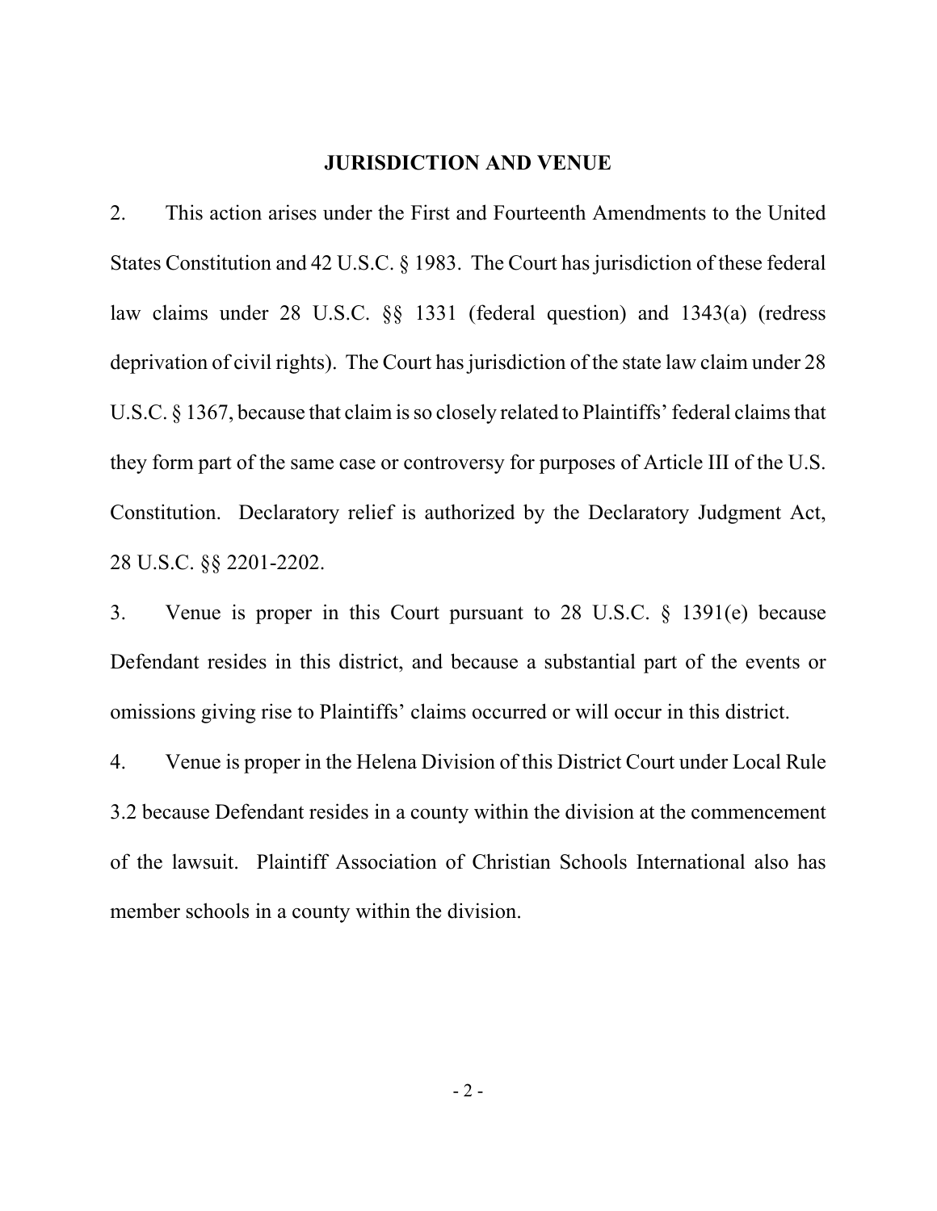## JURISDICTION AND VENUE

2. This action arises under the First and Fourteenth Amendments to the United States Constitution and 42 U.S.C. § 1983. The Court has jurisdiction of these federal law claims under 28 U.S.C. §§ 1331 (federal question) and 1343(a) (redress deprivation of civil rights). The Court has jurisdiction of the state law claim under 28 U.S.C. § 1367, because that claim is so closely related to Plaintiffs' federal claims that they form part of the same case or controversy for purposes of Article III of the U.S. Constitution. Declaratory relief is authorized by the Declaratory Judgment Act, 28 U.S.C. §§ 2201-2202.

3. Venue is proper in this Court pursuant to 28 U.S.C. § 1391(e) because Defendant resides in this district, and because a substantial part of the events or omissions giving rise to Plaintiffs' claims occurred or will occur in this district.

4. Venue is proper in the Helena Division of this District Court under Local Rule 3.2 because Defendant resides in a county within the division at the commencement of the lawsuit. Plaintiff Association of Christian Schools International also has member schools in a county within the division.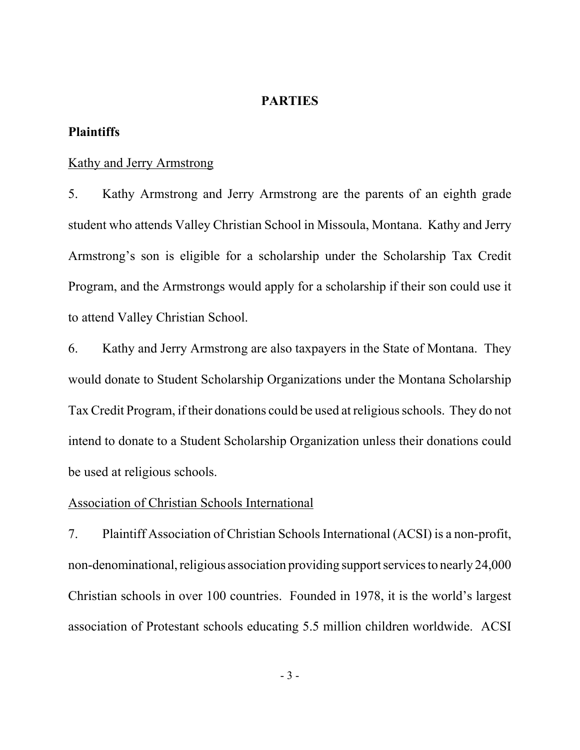## PARTIES

### Plaintiffs

Kathy and Jerry Armstrong

5. Kathy Armstrong and Jerry Armstrong are the parents of an eighth grade student who attends Valley Christian School in Missoula, Montana. Kathy and Jerry Armstrong's son is eligible for a scholarship under the Scholarship Tax Credit Program, and the Armstrongs would apply for a scholarship if their son could use it to attend Valley Christian School.

6. Kathy and Jerry Armstrong are also taxpayers in the State of Montana. They would donate to Student Scholarship Organizations under the Montana Scholarship Tax Credit Program, if their donations could be used at religious schools. They do not intend to donate to a Student Scholarship Organization unless their donations could be used at religious schools.

Association of Christian Schools International

7. Plaintiff Association of Christian Schools International (ACSI) is a non-profit, non-denominational, religious association providing support services to nearly 24,000 Christian schools in over 100 countries. Founded in 1978, it is the world's largest association of Protestant schools educating 5.5 million children worldwide. ACSI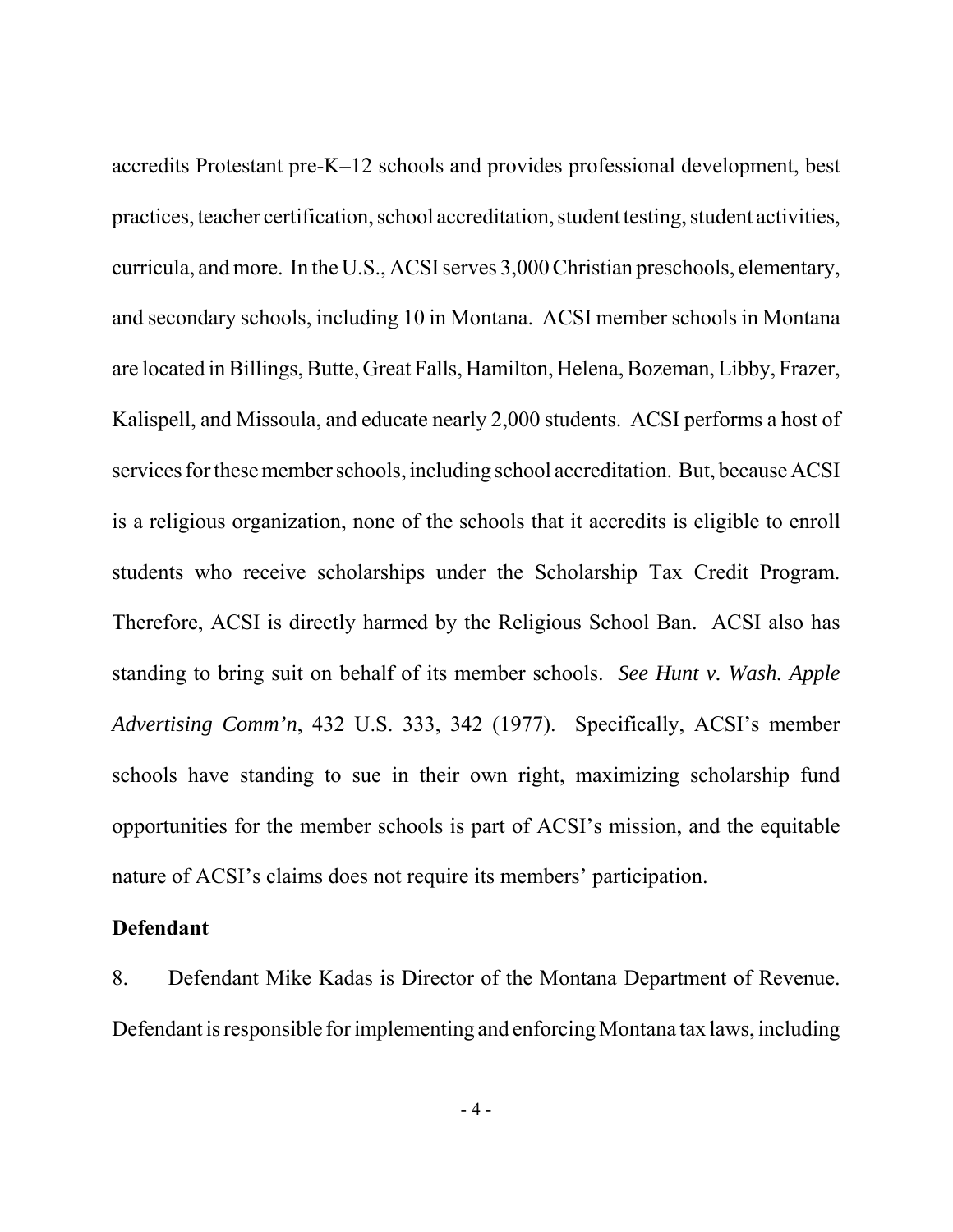accredits Protestant pre-K–12 schools and provides professional development, best practices, teacher certification, school accreditation, student testing, student activities, curricula, and more. In the U.S., ACSI serves 3,000 Christian preschools, elementary, and secondary schools, including 10 in Montana. ACSI member schools in Montana are located in Billings, Butte, Great Falls, Hamilton, Helena, Bozeman, Libby, Frazer, Kalispell, and Missoula, and educate nearly 2,000 students. ACSI performs a host of services for these member schools, including school accreditation. But, because ACSI is a religious organization, none of the schools that it accredits is eligible to enroll students who receive scholarships under the Scholarship Tax Credit Program. Therefore, ACSI is directly harmed by the Religious School Ban. ACSI also has standing to bring suit on behalf of its member schools. *See Hunt v. Wash. Apple Advertising Comm'n*, 432 U.S. 333, 342 (1977). Specifically, ACSI's member schools have standing to sue in their own right, maximizing scholarship fund opportunities for the member schools is part of ACSI's mission, and the equitable nature of ACSI's claims does not require its members' participation.

**Defendant**

8. Defendant Mike Kadas is Director of the Montana Department of Revenue. Defendant is responsible for implementing and enforcing Montana tax laws, including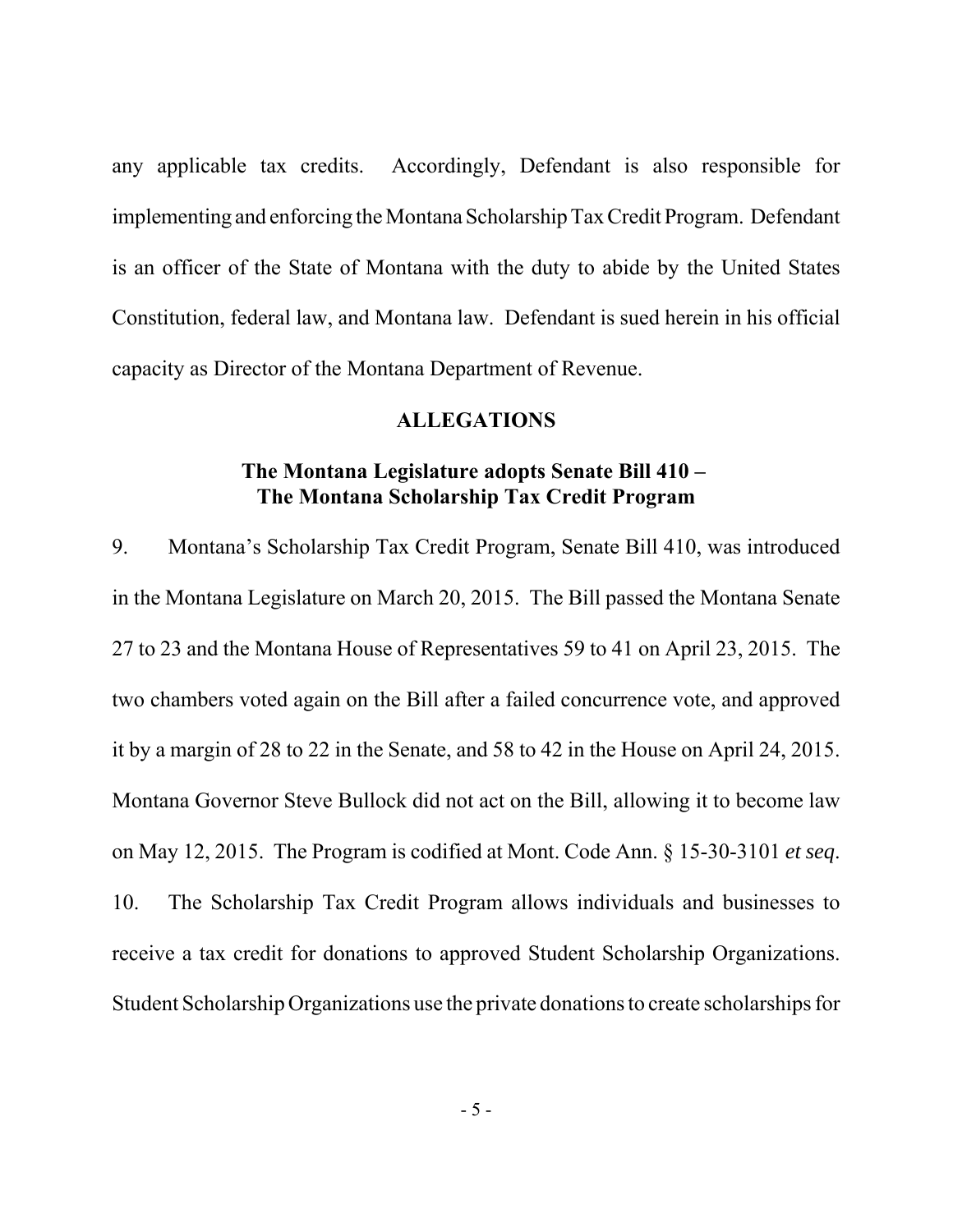any applicable tax credits. Accordingly, Defendant is also responsible for implementing and enforcing the Montana Scholarship Tax Credit Program. Defendant is an officer of the State of Montana with the duty to abide by the United States Constitution, federal law, and Montana law. Defendant is sued herein in his official capacity as Director of the Montana Department of Revenue.

## ALLEGATIONS

### The Montana Legislature adopts Senate Bill 410 – The Montana Scholarship Tax Credit Program

9. Montana's Scholarship Tax Credit Program, Senate Bill 410, was introduced in the Montana Legislature on March 20, 2015. The Bill passed the Montana Senate 27 to 23 and the Montana House of Representatives 59 to 41 on April 23, 2015. The two chambers voted again on the Bill after a failed concurrence vote, and approved it by a margin of 28 to 22 in the Senate, and 58 to 42 in the House on April 24, 2015. Montana Governor Steve Bullock did not act on the Bill, allowing it to become law on May 12, 2015. The Program is codified at Mont. Code Ann. § 15-30-3101 *et seq*.

10. The Scholarship Tax Credit Program allows individuals and businesses to receive a tax credit for donations to approved Student Scholarship Organizations. Student Scholarship Organizations use the private donations to create scholarships for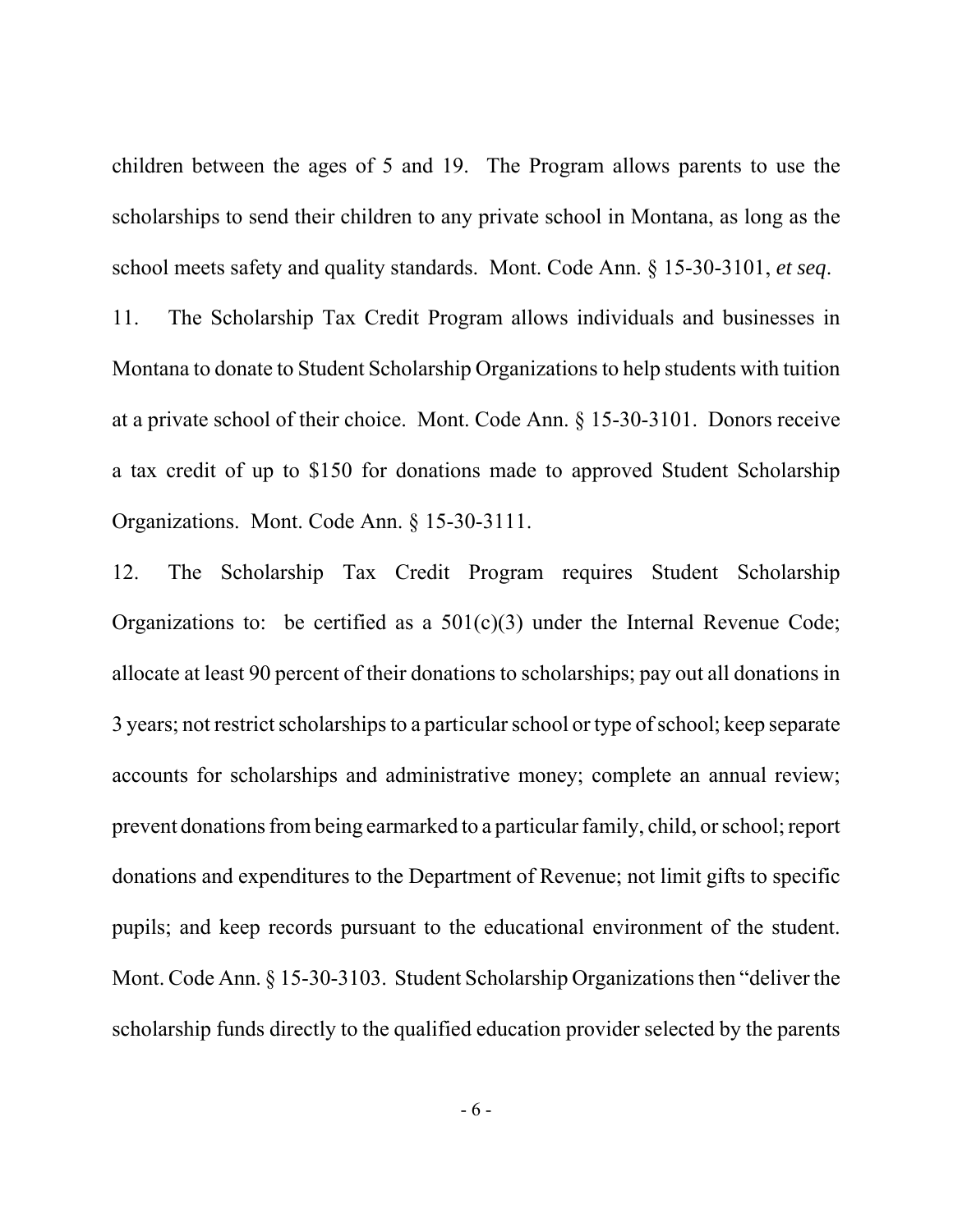children between the ages of 5 and 19. The Program allows parents to use the scholarships to send their children to any private school in Montana, as long as the school meets safety and quality standards. Mont. Code Ann. § 15-30-3101, *et seq*.

11. The Scholarship Tax Credit Program allows individuals and businesses in Montana to donate to Student Scholarship Organizations to help students with tuition at a private school of their choice. Mont. Code Ann. § 15-30-3101. Donors receive a tax credit of up to $150 for donations made to approved Student Scholarship Organizations. Mont. Code Ann. § 15-30-3111.

12. The Scholarship Tax Credit Program requires Student Scholarship Organizations to: be certified as a 501(c)(3) under the Internal Revenue Code; allocate at least 90 percent of their donations to scholarships; pay out all donations in 3 years; not restrict scholarships to a particular school or type of school; keep separate accounts for scholarships and administrative money; complete an annual review; prevent donations from being earmarked to a particular family, child, or school; report donations and expenditures to the Department of Revenue; not limit gifts to specific pupils; and keep records pursuant to the educational environment of the student. Mont. Code Ann. § 15-30-3103. Student Scholarship Organizations then "deliver the scholarship funds directly to the qualified education provider selected by the parents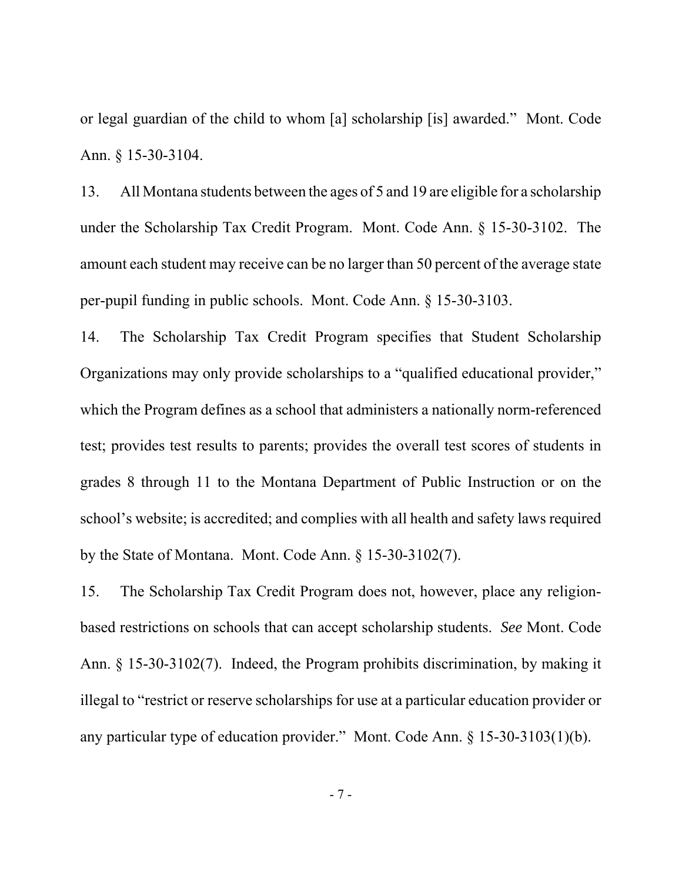or legal guardian of the child to whom [a] scholarship [is] awarded." Mont. Code Ann. § 15-30-3104.

13. All Montana students between the ages of 5 and 19 are eligible for a scholarship under the Scholarship Tax Credit Program. Mont. Code Ann. § 15-30-3102. The amount each student may receive can be no larger than 50 percent of the average state per-pupil funding in public schools. Mont. Code Ann. § 15-30-3103.

14. The Scholarship Tax Credit Program specifies that Student Scholarship Organizations may only provide scholarships to a "qualified educational provider," which the Program defines as a school that administers a nationally norm-referenced test; provides test results to parents; provides the overall test scores of students in grades 8 through 11 to the Montana Department of Public Instruction or on the school's website; is accredited; and complies with all health and safety laws required by the State of Montana. Mont. Code Ann. § 15-30-3102(7).

15. The Scholarship Tax Credit Program does not, however, place any religion-based restrictions on schools that can accept scholarship students. *See* Mont. Code Ann. § 15-30-3102(7). Indeed, the Program prohibits discrimination, by making it illegal to "restrict or reserve scholarships for use at a particular education provider or any particular type of education provider." Mont. Code Ann. § 15-30-3103(1)(b).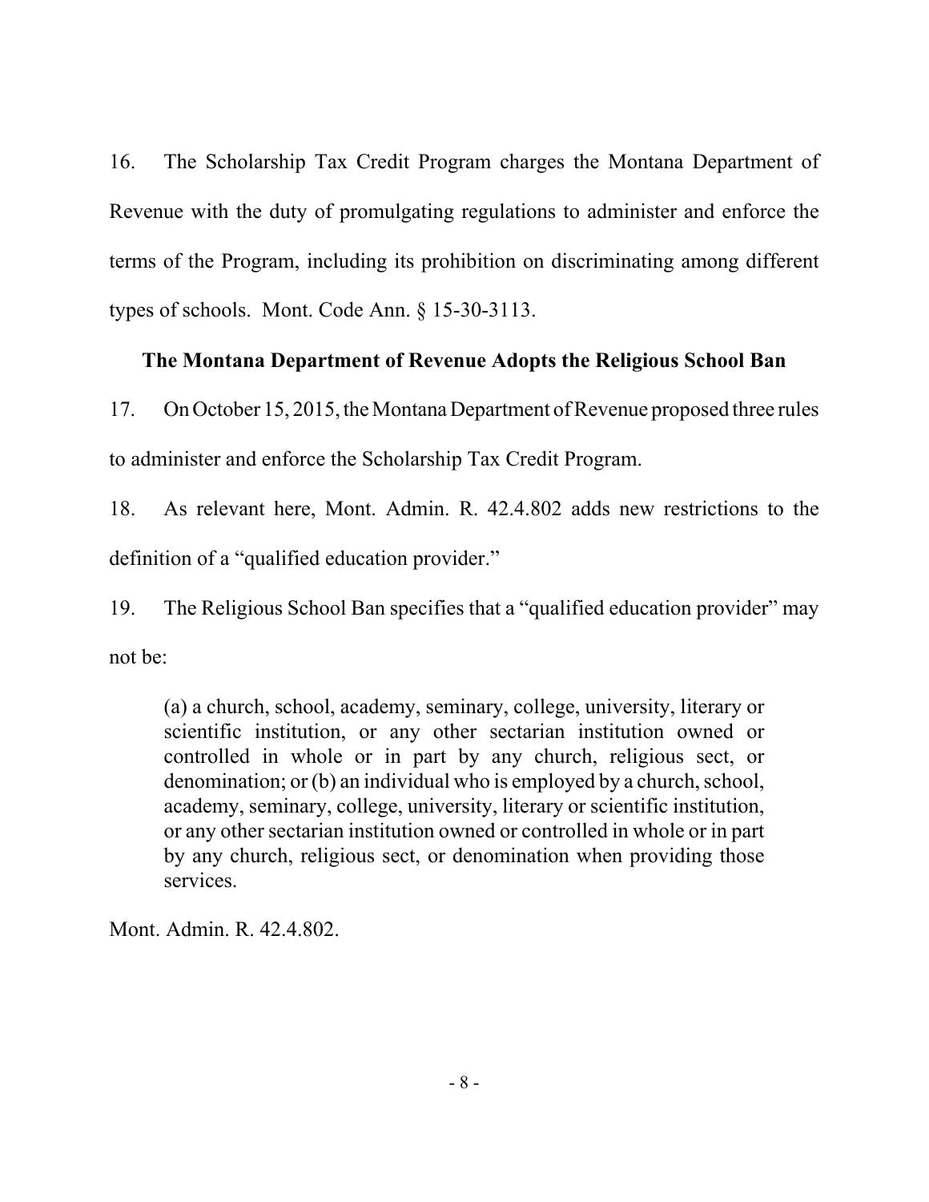16. The Scholarship Tax Credit Program charges the Montana Department of Revenue with the duty of promulgating regulations to administer and enforce the terms of the Program, including its prohibition on discriminating among different types of schools. Mont. Code Ann. § 15-30-3113.

### The Montana Department of Revenue Adopts the Religious School Ban

17. On October 15, 2015, the Montana Department of Revenue proposed three rules to administer and enforce the Scholarship Tax Credit Program.

18. As relevant here, Mont. Admin. R. 42.4.802 adds new restrictions to the definition of a "qualified education provider."

19. The Religious School Ban specifies that a "qualified education provider" may not be:

> (a) a church, school, academy, seminary, college, university, literary or scientific institution, or any other sectarian institution owned or controlled in whole or in part by any church, religious sect, or denomination; or (b) an individual who is employed by a church, school, academy, seminary, college, university, literary or scientific institution, or any other sectarian institution owned or controlled in whole or in part by any church, religious sect, or denomination when providing those services.

Mont. Admin. R. 42.4.802.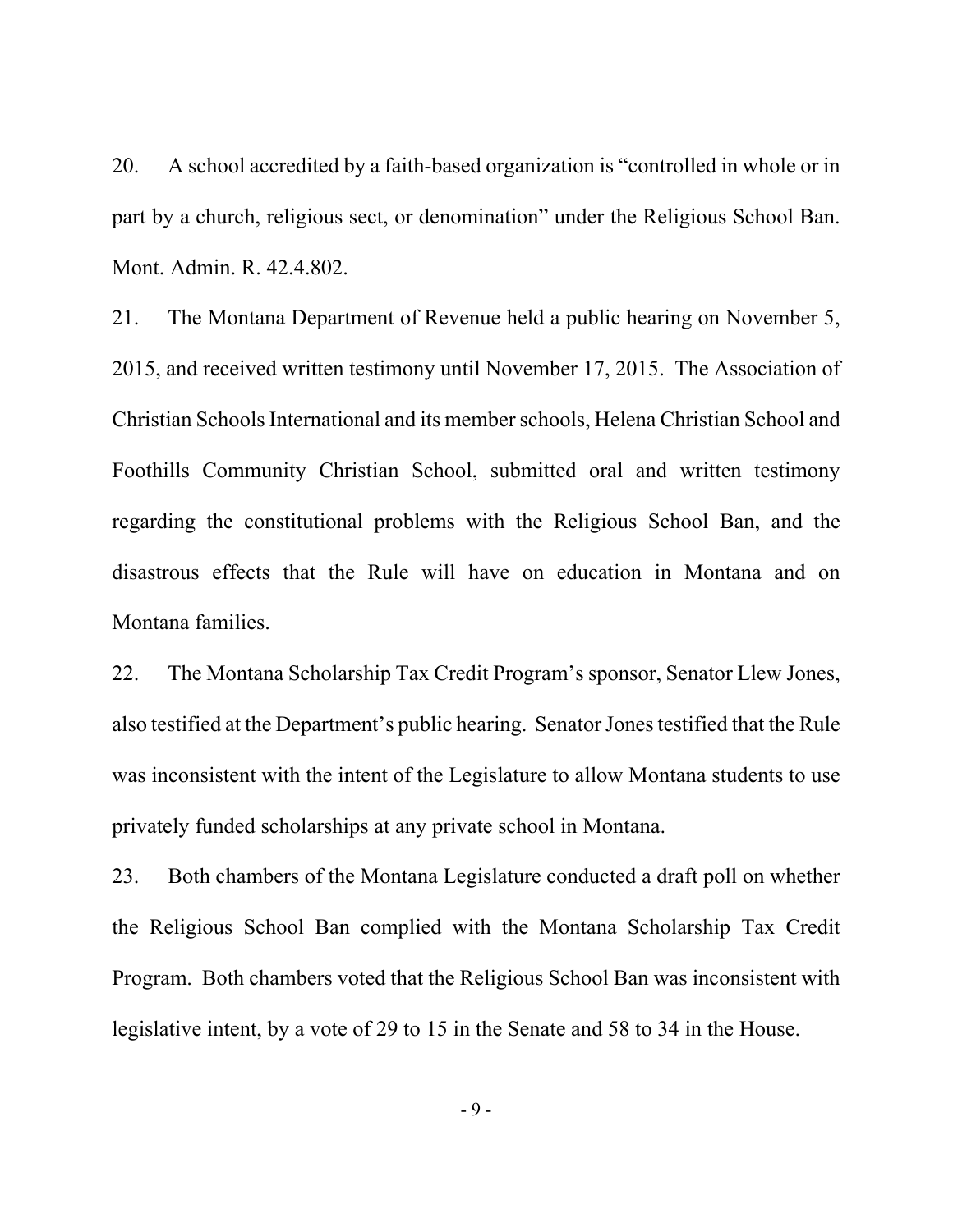20. A school accredited by a faith-based organization is "controlled in whole or in part by a church, religious sect, or denomination" under the Religious School Ban. Mont. Admin. R. 42.4.802.

21. The Montana Department of Revenue held a public hearing on November 5, 2015, and received written testimony until November 17, 2015. The Association of Christian Schools International and its member schools, Helena Christian School and Foothills Community Christian School, submitted oral and written testimony regarding the constitutional problems with the Religious School Ban, and the disastrous effects that the Rule will have on education in Montana and on Montana families.

22. The Montana Scholarship Tax Credit Program's sponsor, Senator Llew Jones, also testified at the Department's public hearing. Senator Jones testified that the Rule was inconsistent with the intent of the Legislature to allow Montana students to use privately funded scholarships at any private school in Montana.

23. Both chambers of the Montana Legislature conducted a draft poll on whether the Religious School Ban complied with the Montana Scholarship Tax Credit Program. Both chambers voted that the Religious School Ban was inconsistent with legislative intent, by a vote of 29 to 15 in the Senate and 58 to 34 in the House.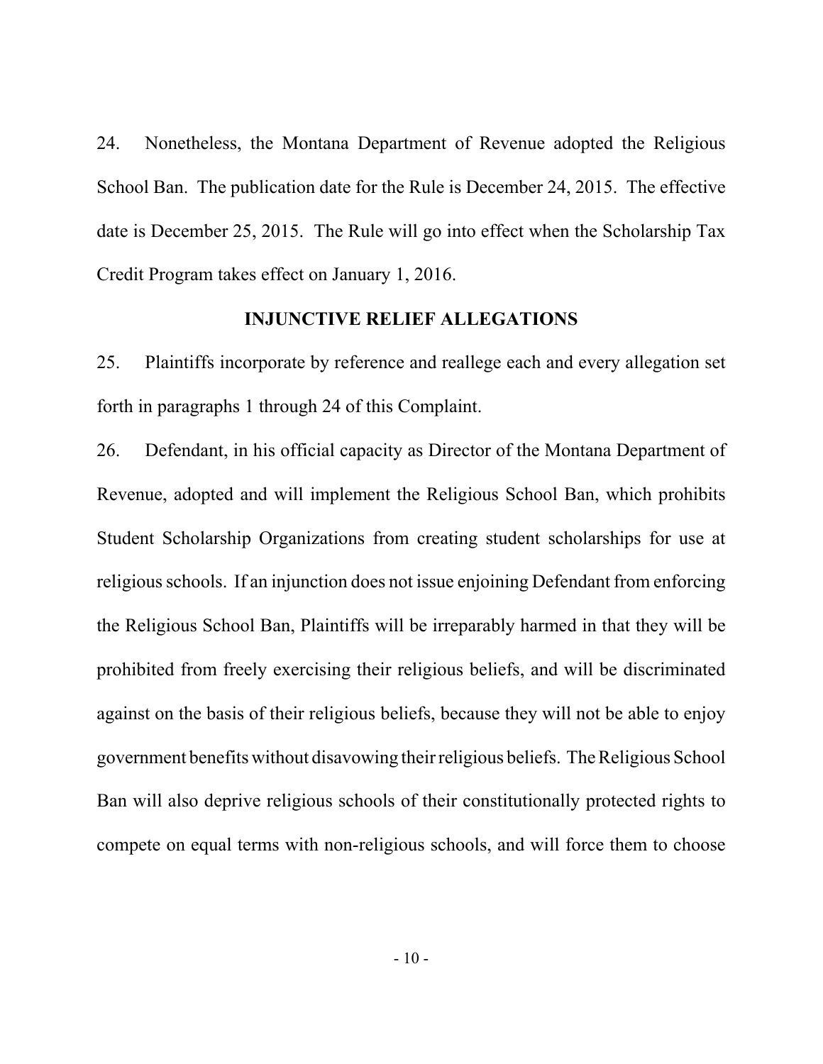24. Nonetheless, the Montana Department of Revenue adopted the Religious School Ban. The publication date for the Rule is December 24, 2015. The effective date is December 25, 2015. The Rule will go into effect when the Scholarship Tax Credit Program takes effect on January 1, 2016.

## INJUNCTIVE RELIEF ALLEGATIONS

25. Plaintiffs incorporate by reference and reallege each and every allegation set forth in paragraphs 1 through 24 of this Complaint.

26. Defendant, in his official capacity as Director of the Montana Department of Revenue, adopted and will implement the Religious School Ban, which prohibits Student Scholarship Organizations from creating student scholarships for use at religious schools. If an injunction does not issue enjoining Defendant from enforcing the Religious School Ban, Plaintiffs will be irreparably harmed in that they will be prohibited from freely exercising their religious beliefs, and will be discriminated against on the basis of their religious beliefs, because they will not be able to enjoy government benefits without disavowing their religious beliefs. The Religious School Ban will also deprive religious schools of their constitutionally protected rights to compete on equal terms with non-religious schools, and will force them to choose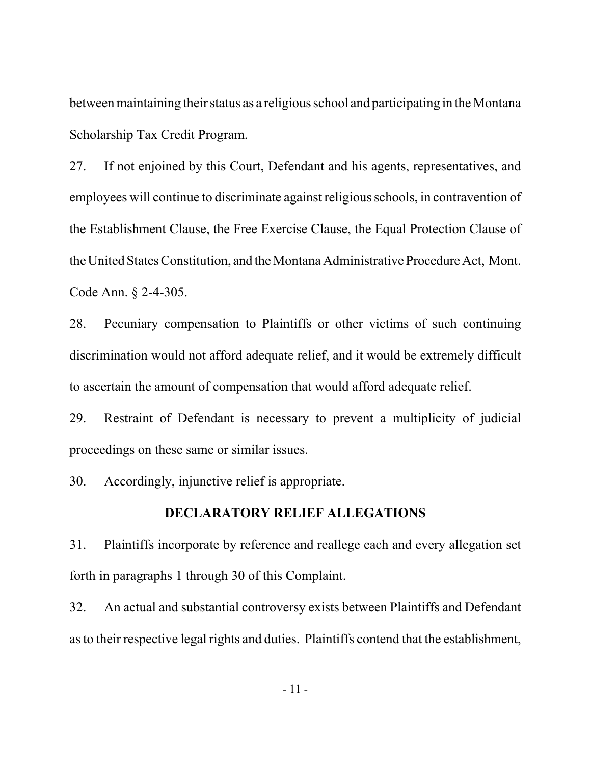between maintaining their status as a religious school and participating in the Montana Scholarship Tax Credit Program.

27. If not enjoined by this Court, Defendant and his agents, representatives, and employees will continue to discriminate against religious schools, in contravention of the Establishment Clause, the Free Exercise Clause, the Equal Protection Clause of the United States Constitution, and the Montana Administrative Procedure Act, Mont. Code Ann. § 2-4-305.

28. Pecuniary compensation to Plaintiffs or other victims of such continuing discrimination would not afford adequate relief, and it would be extremely difficult to ascertain the amount of compensation that would afford adequate relief.

29. Restraint of Defendant is necessary to prevent a multiplicity of judicial proceedings on these same or similar issues.

30. Accordingly, injunctive relief is appropriate.

## DECLARATORY RELIEF ALLEGATIONS

31. Plaintiffs incorporate by reference and reallege each and every allegation set forth in paragraphs 1 through 30 of this Complaint.

32. An actual and substantial controversy exists between Plaintiffs and Defendant as to their respective legal rights and duties. Plaintiffs contend that the establishment,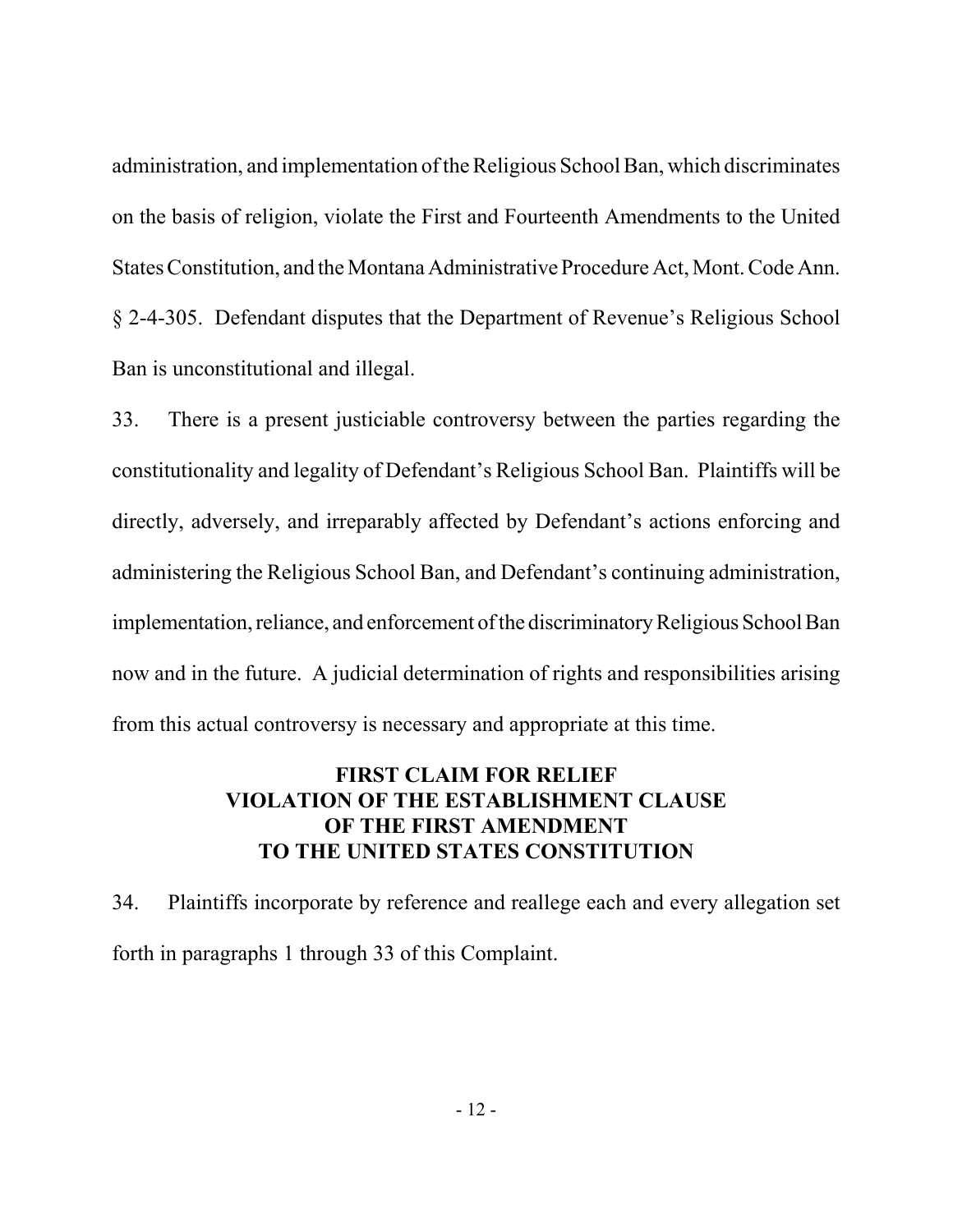administration, and implementation of the Religious School Ban, which discriminates on the basis of religion, violate the First and Fourteenth Amendments to the United States Constitution, and the Montana Administrative Procedure Act, Mont. Code Ann. § 2-4-305. Defendant disputes that the Department of Revenue's Religious School Ban is unconstitutional and illegal.

33. There is a present justiciable controversy between the parties regarding the constitutionality and legality of Defendant's Religious School Ban. Plaintiffs will be directly, adversely, and irreparably affected by Defendant's actions enforcing and administering the Religious School Ban, and Defendant's continuing administration, implementation, reliance, and enforcement of the discriminatory Religious School Ban now and in the future. A judicial determination of rights and responsibilities arising from this actual controversy is necessary and appropriate at this time.

## FIRST CLAIM FOR RELIEF
## VIOLATION OF THE ESTABLISHMENT CLAUSE OF THE FIRST AMENDMENT TO THE UNITED STATES CONSTITUTION

34. Plaintiffs incorporate by reference and reallege each and every allegation set forth in paragraphs 1 through 33 of this Complaint.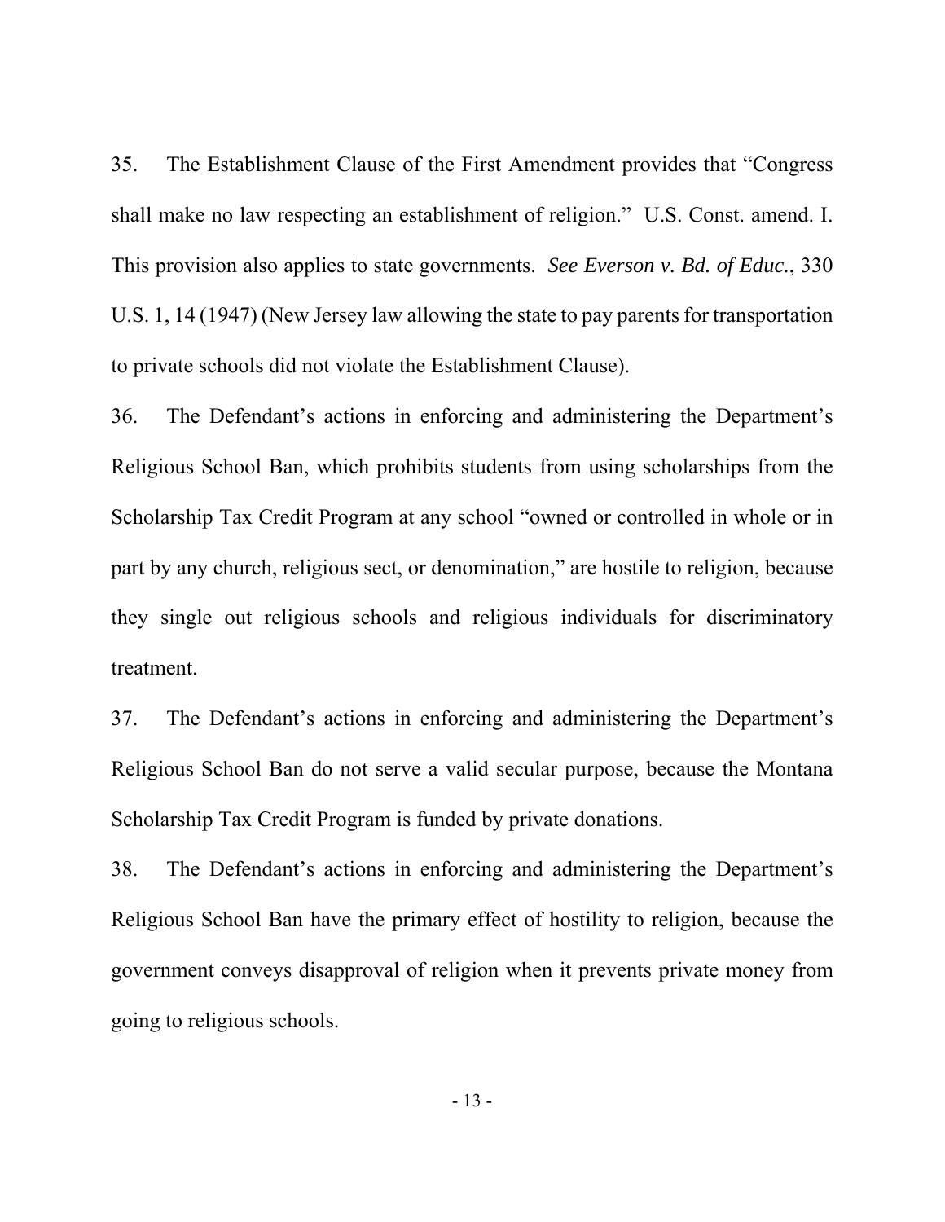35. The Establishment Clause of the First Amendment provides that "Congress shall make no law respecting an establishment of religion." U.S. Const. amend. I. This provision also applies to state governments. *See Everson v. Bd. of Educ.*, 330 U.S. 1, 14 (1947) (New Jersey law allowing the state to pay parents for transportation to private schools did not violate the Establishment Clause).

36. The Defendant's actions in enforcing and administering the Department's Religious School Ban, which prohibits students from using scholarships from the Scholarship Tax Credit Program at any school "owned or controlled in whole or in part by any church, religious sect, or denomination," are hostile to religion, because they single out religious schools and religious individuals for discriminatory treatment.

37. The Defendant's actions in enforcing and administering the Department's Religious School Ban do not serve a valid secular purpose, because the Montana Scholarship Tax Credit Program is funded by private donations.

38. The Defendant's actions in enforcing and administering the Department's Religious School Ban have the primary effect of hostility to religion, because the government conveys disapproval of religion when it prevents private money from going to religious schools.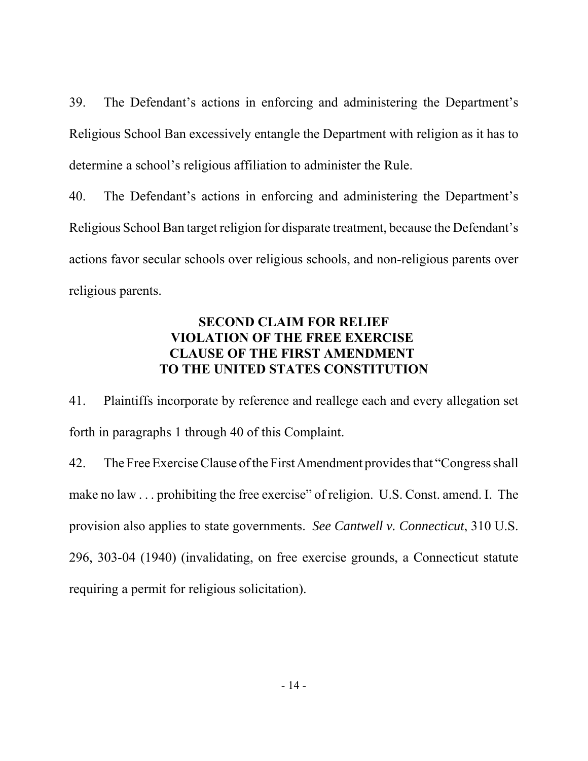39. The Defendant's actions in enforcing and administering the Department's Religious School Ban excessively entangle the Department with religion as it has to determine a school's religious affiliation to administer the Rule.

40. The Defendant's actions in enforcing and administering the Department's Religious School Ban target religion for disparate treatment, because the Defendant's actions favor secular schools over religious schools, and non-religious parents over religious parents.

## SECOND CLAIM FOR RELIEF
## VIOLATION OF THE FREE EXERCISE CLAUSE OF THE FIRST AMENDMENT TO THE UNITED STATES CONSTITUTION

41. Plaintiffs incorporate by reference and reallege each and every allegation set forth in paragraphs 1 through 40 of this Complaint.

42. The Free Exercise Clause of the First Amendment provides that "Congress shall make no law . . . prohibiting the free exercise" of religion. U.S. Const. amend. I. The provision also applies to state governments. *See Cantwell v. Connecticut*, 310 U.S. 296, 303-04 (1940) (invalidating, on free exercise grounds, a Connecticut statute requiring a permit for religious solicitation).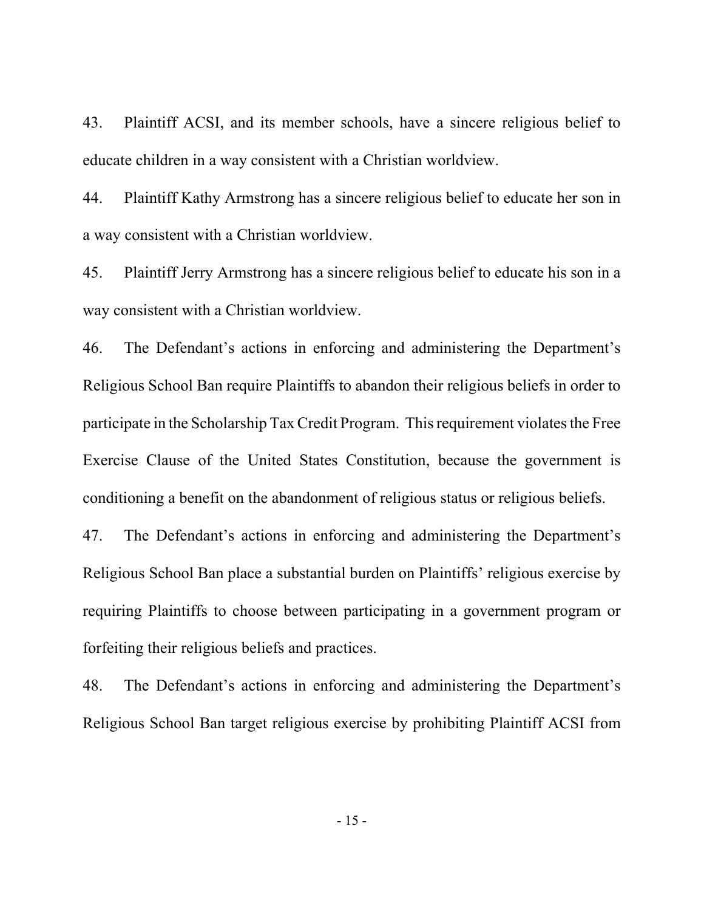43. Plaintiff ACSI, and its member schools, have a sincere religious belief to educate children in a way consistent with a Christian worldview.

44. Plaintiff Kathy Armstrong has a sincere religious belief to educate her son in a way consistent with a Christian worldview.

45. Plaintiff Jerry Armstrong has a sincere religious belief to educate his son in a way consistent with a Christian worldview.

46. The Defendant's actions in enforcing and administering the Department's Religious School Ban require Plaintiffs to abandon their religious beliefs in order to participate in the Scholarship Tax Credit Program. This requirement violates the Free Exercise Clause of the United States Constitution, because the government is conditioning a benefit on the abandonment of religious status or religious beliefs.

47. The Defendant's actions in enforcing and administering the Department's Religious School Ban place a substantial burden on Plaintiffs' religious exercise by requiring Plaintiffs to choose between participating in a government program or forfeiting their religious beliefs and practices.

48. The Defendant's actions in enforcing and administering the Department's Religious School Ban target religious exercise by prohibiting Plaintiff ACSI from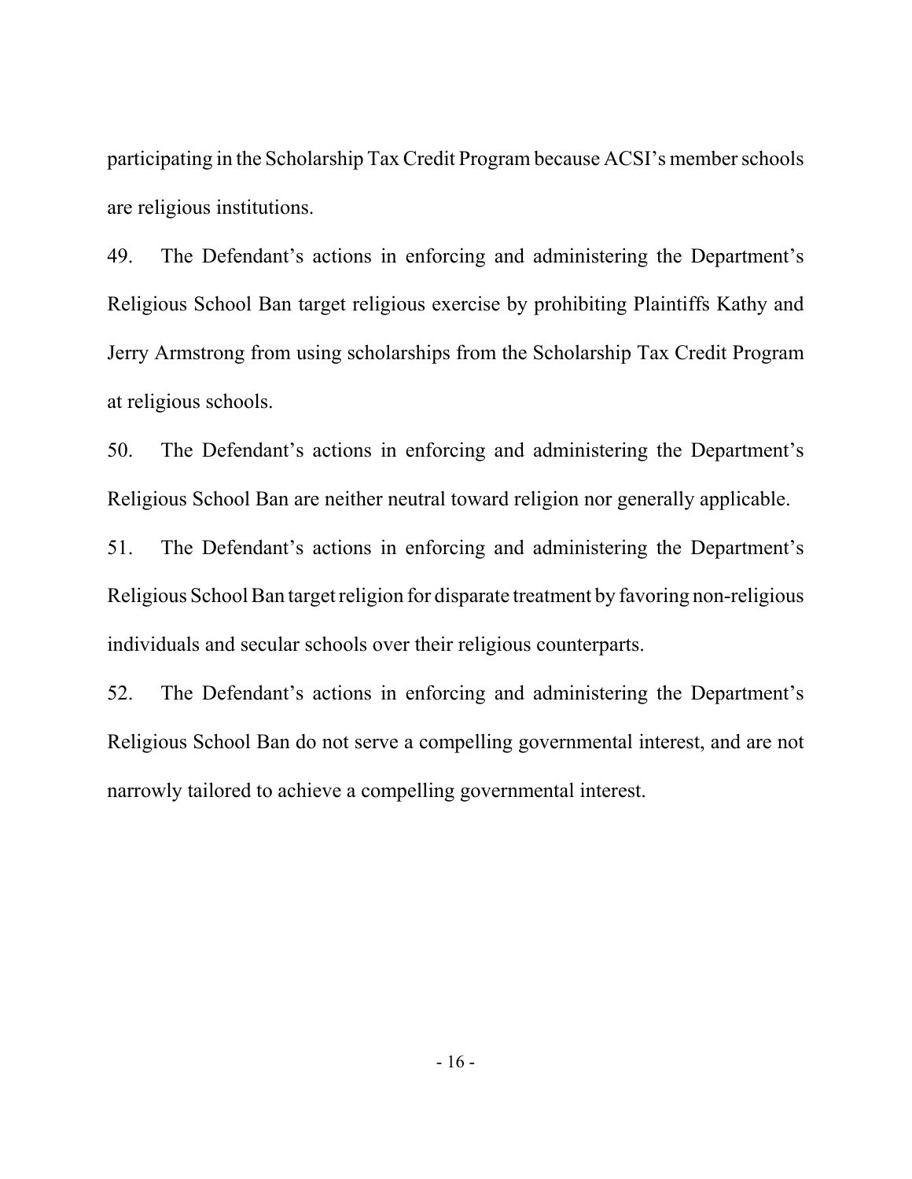participating in the Scholarship Tax Credit Program because ACSI's member schools are religious institutions.

49. The Defendant's actions in enforcing and administering the Department's Religious School Ban target religious exercise by prohibiting Plaintiffs Kathy and Jerry Armstrong from using scholarships from the Scholarship Tax Credit Program at religious schools.

50. The Defendant's actions in enforcing and administering the Department's Religious School Ban are neither neutral toward religion nor generally applicable.

51. The Defendant's actions in enforcing and administering the Department's Religious School Ban target religion for disparate treatment by favoring non-religious individuals and secular schools over their religious counterparts.

52. The Defendant's actions in enforcing and administering the Department's Religious School Ban do not serve a compelling governmental interest, and are not narrowly tailored to achieve a compelling governmental interest.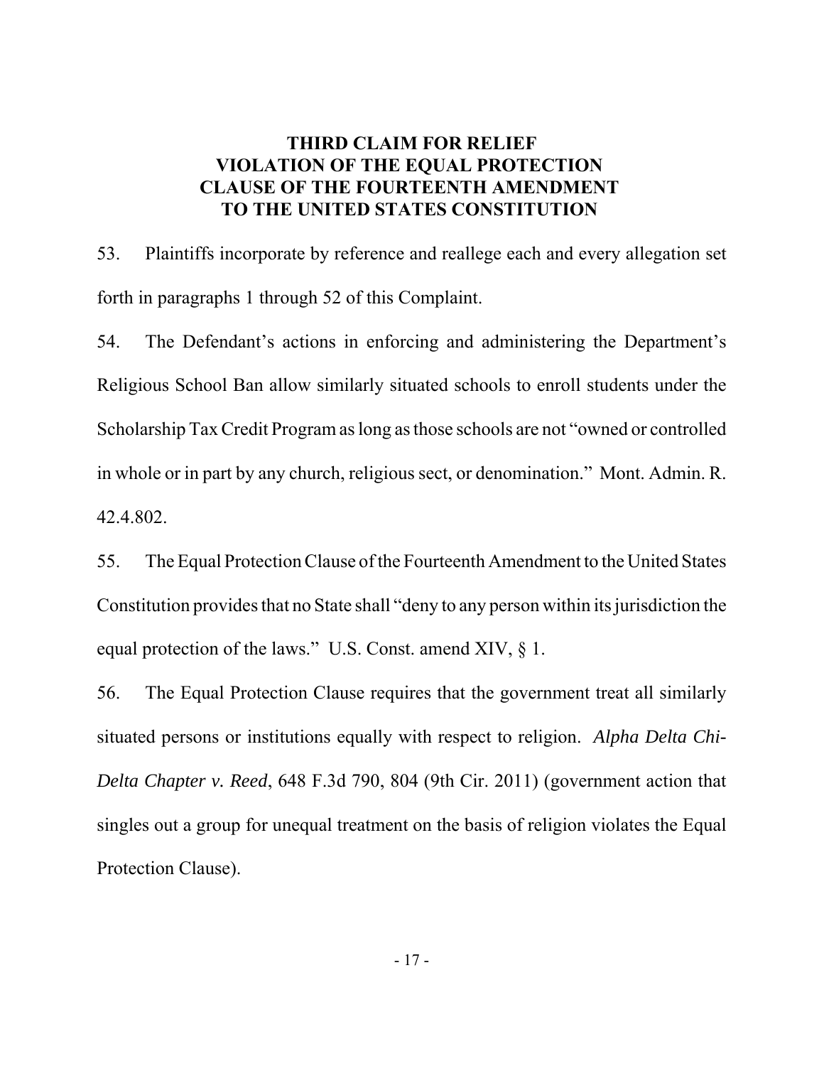**THIRD CLAIM FOR RELIEF**
**VIOLATION OF THE EQUAL PROTECTION CLAUSE OF THE FOURTEENTH AMENDMENT TO THE UNITED STATES CONSTITUTION**

53. Plaintiffs incorporate by reference and reallege each and every allegation set forth in paragraphs 1 through 52 of this Complaint.

54. The Defendant's actions in enforcing and administering the Department's Religious School Ban allow similarly situated schools to enroll students under the Scholarship Tax Credit Program as long as those schools are not "owned or controlled in whole or in part by any church, religious sect, or denomination." Mont. Admin. R. 42.4.802.

55. The Equal Protection Clause of the Fourteenth Amendment to the United States Constitution provides that no State shall "deny to any person within its jurisdiction the equal protection of the laws." U.S. Const. amend XIV, § 1.

56. The Equal Protection Clause requires that the government treat all similarly situated persons or institutions equally with respect to religion. *Alpha Delta Chi-Delta Chapter v. Reed*, 648 F.3d 790, 804 (9th Cir. 2011) (government action that singles out a group for unequal treatment on the basis of religion violates the Equal Protection Clause).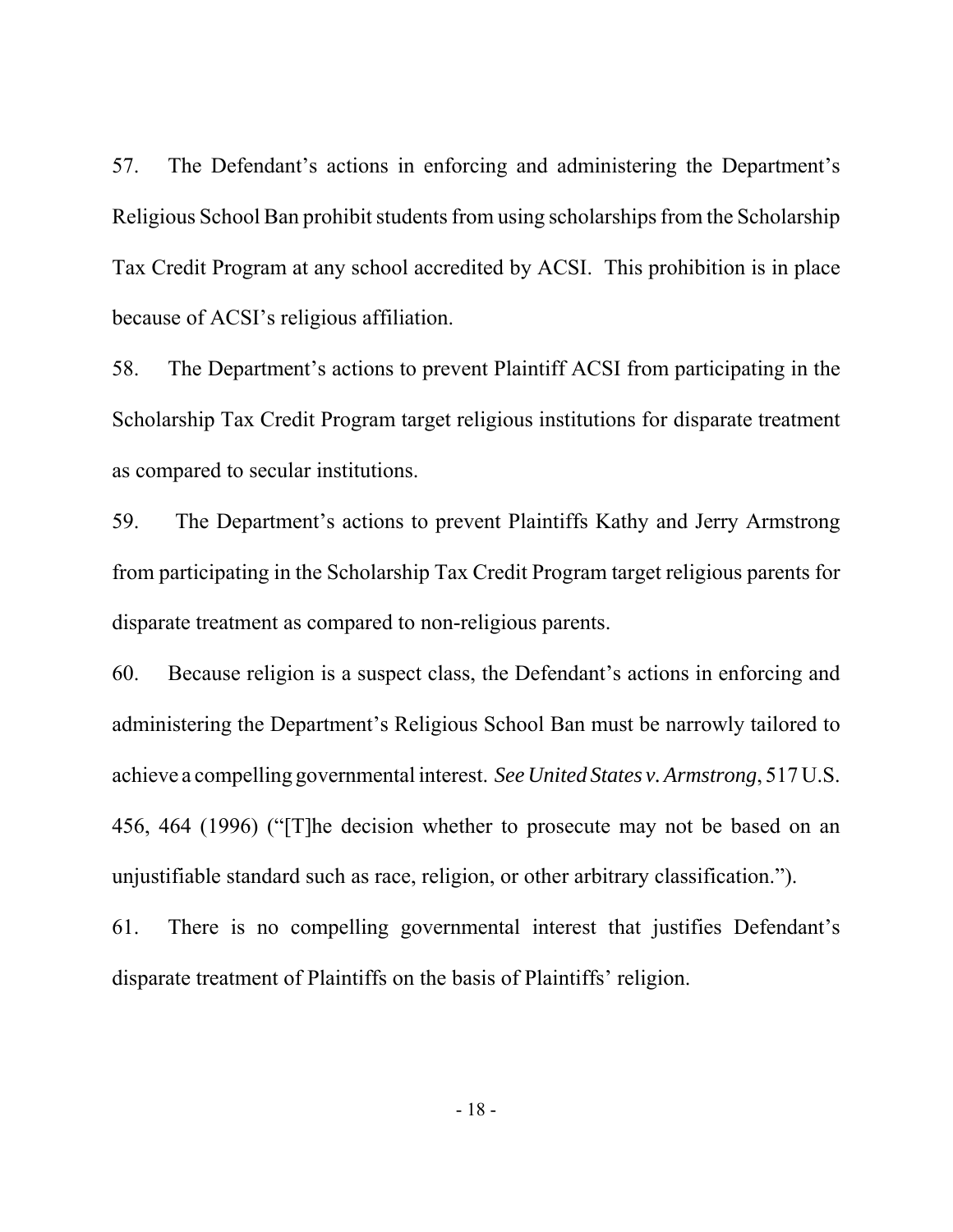57. The Defendant's actions in enforcing and administering the Department's Religious School Ban prohibit students from using scholarships from the Scholarship Tax Credit Program at any school accredited by ACSI. This prohibition is in place because of ACSI's religious affiliation.

58. The Department's actions to prevent Plaintiff ACSI from participating in the Scholarship Tax Credit Program target religious institutions for disparate treatment as compared to secular institutions.

59. The Department's actions to prevent Plaintiffs Kathy and Jerry Armstrong from participating in the Scholarship Tax Credit Program target religious parents for disparate treatment as compared to non-religious parents.

60. Because religion is a suspect class, the Defendant's actions in enforcing and administering the Department's Religious School Ban must be narrowly tailored to achieve a compelling governmental interest. *See United States v. Armstrong*, 517 U.S. 456, 464 (1996) ("[T]he decision whether to prosecute may not be based on an unjustifiable standard such as race, religion, or other arbitrary classification.").

61. There is no compelling governmental interest that justifies Defendant's disparate treatment of Plaintiffs on the basis of Plaintiffs' religion.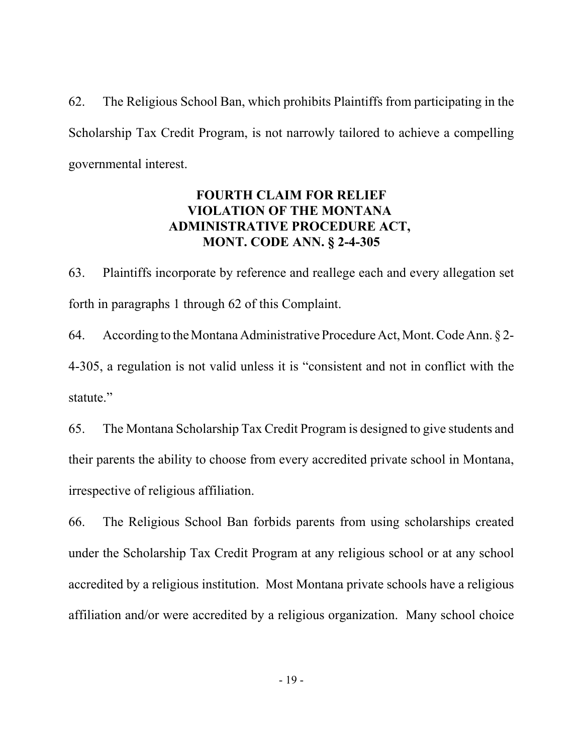62. The Religious School Ban, which prohibits Plaintiffs from participating in the Scholarship Tax Credit Program, is not narrowly tailored to achieve a compelling governmental interest.

**FOURTH CLAIM FOR RELIEF**
**VIOLATION OF THE MONTANA ADMINISTRATIVE PROCEDURE ACT, MONT. CODE ANN. § 2-4-305**

63. Plaintiffs incorporate by reference and reallege each and every allegation set forth in paragraphs 1 through 62 of this Complaint.

64. According to the Montana Administrative Procedure Act, Mont. Code Ann. § 2-4-305, a regulation is not valid unless it is "consistent and not in conflict with the statute."

65. The Montana Scholarship Tax Credit Program is designed to give students and their parents the ability to choose from every accredited private school in Montana, irrespective of religious affiliation.

66. The Religious School Ban forbids parents from using scholarships created under the Scholarship Tax Credit Program at any religious school or at any school accredited by a religious institution. Most Montana private schools have a religious affiliation and/or were accredited by a religious organization. Many school choice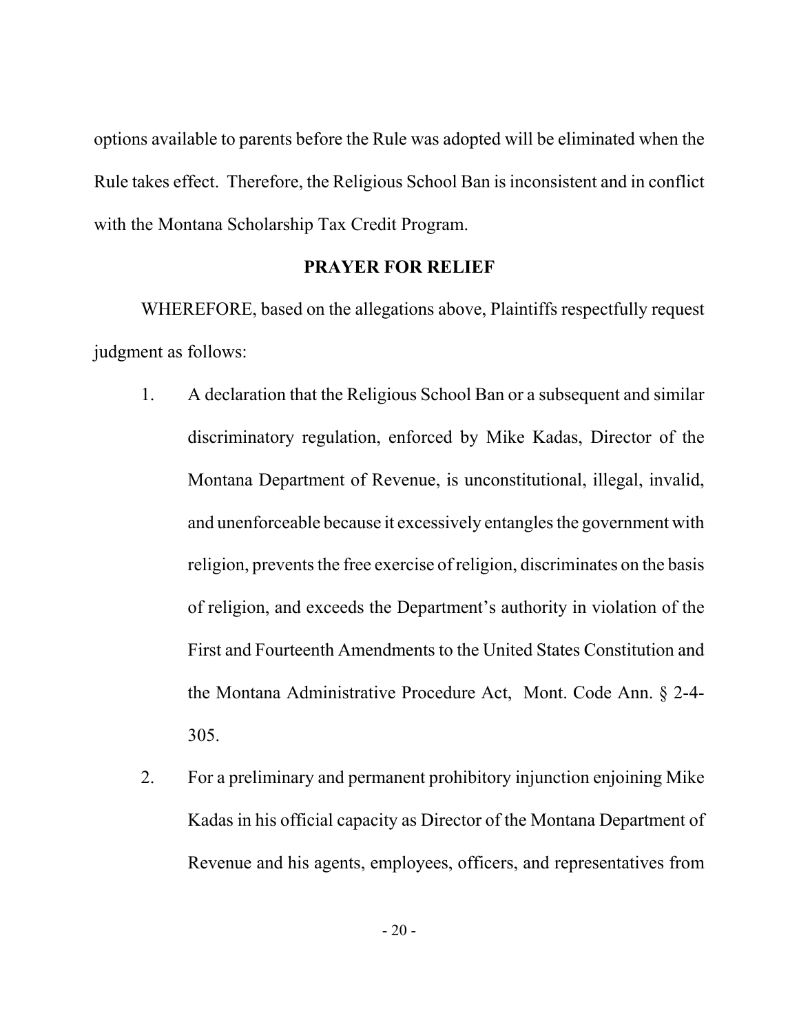options available to parents before the Rule was adopted will be eliminated when the Rule takes effect. Therefore, the Religious School Ban is inconsistent and in conflict with the Montana Scholarship Tax Credit Program.

## PRAYER FOR RELIEF

WHEREFORE, based on the allegations above, Plaintiffs respectfully request judgment as follows:

1. A declaration that the Religious School Ban or a subsequent and similar discriminatory regulation, enforced by Mike Kadas, Director of the Montana Department of Revenue, is unconstitutional, illegal, invalid, and unenforceable because it excessively entangles the government with religion, prevents the free exercise of religion, discriminates on the basis of religion, and exceeds the Department's authority in violation of the First and Fourteenth Amendments to the United States Constitution and the Montana Administrative Procedure Act, Mont. Code Ann. § 2-4-305.

2. For a preliminary and permanent prohibitory injunction enjoining Mike Kadas in his official capacity as Director of the Montana Department of Revenue and his agents, employees, officers, and representatives from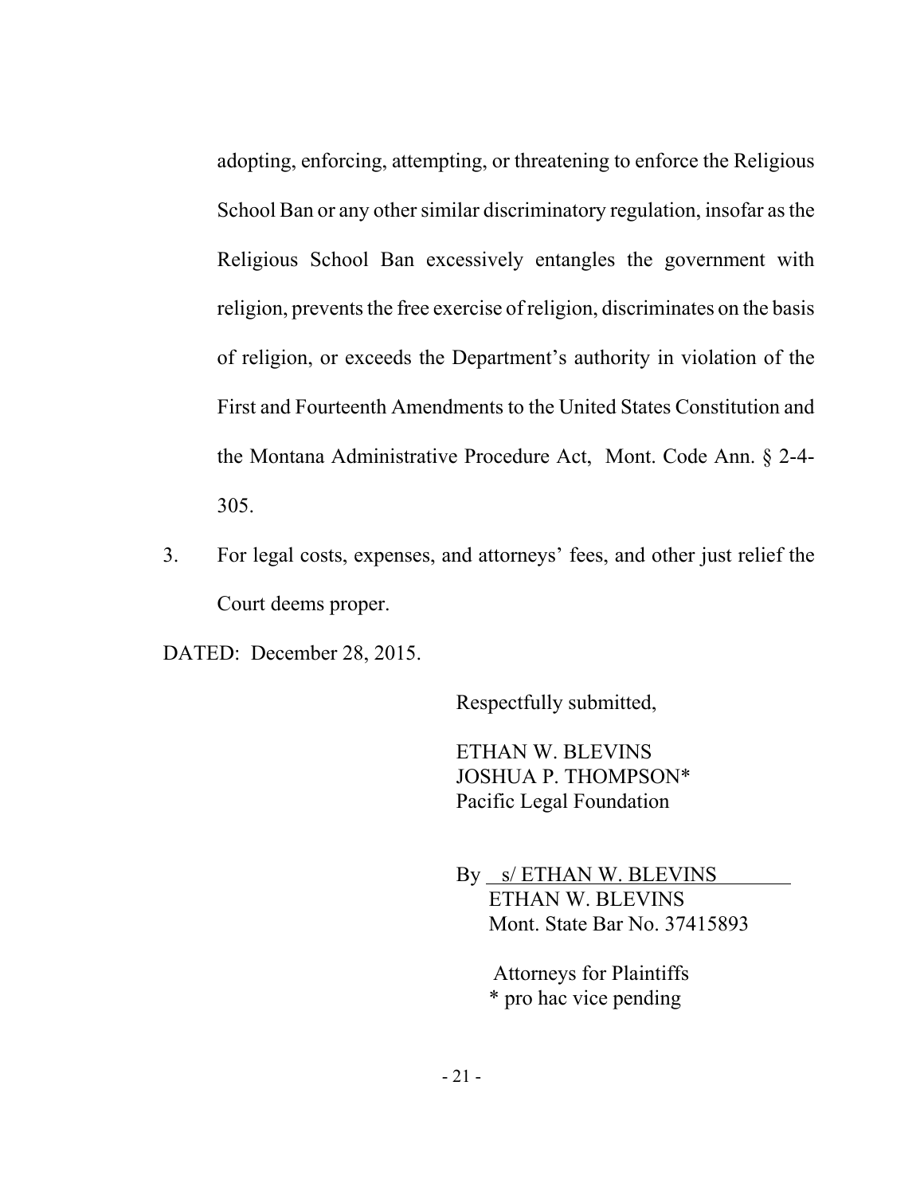adopting, enforcing, attempting, or threatening to enforce the Religious School Ban or any other similar discriminatory regulation, insofar as the Religious School Ban excessively entangles the government with religion, prevents the free exercise of religion, discriminates on the basis of religion, or exceeds the Department's authority in violation of the First and Fourteenth Amendments to the United States Constitution and the Montana Administrative Procedure Act, Mont. Code Ann. § 2-4-305.

3. For legal costs, expenses, and attorneys' fees, and other just relief the Court deems proper.

DATED: December 28, 2015.

Respectfully submitted,

ETHAN W. BLEVINS
JOSHUA P. THOMPSON*
Pacific Legal Foundation

By s/ ETHAN W. BLEVINS
ETHAN W. BLEVINS
Mont. State Bar No. 37415893

Attorneys for Plaintiffs
* pro hac vice pending